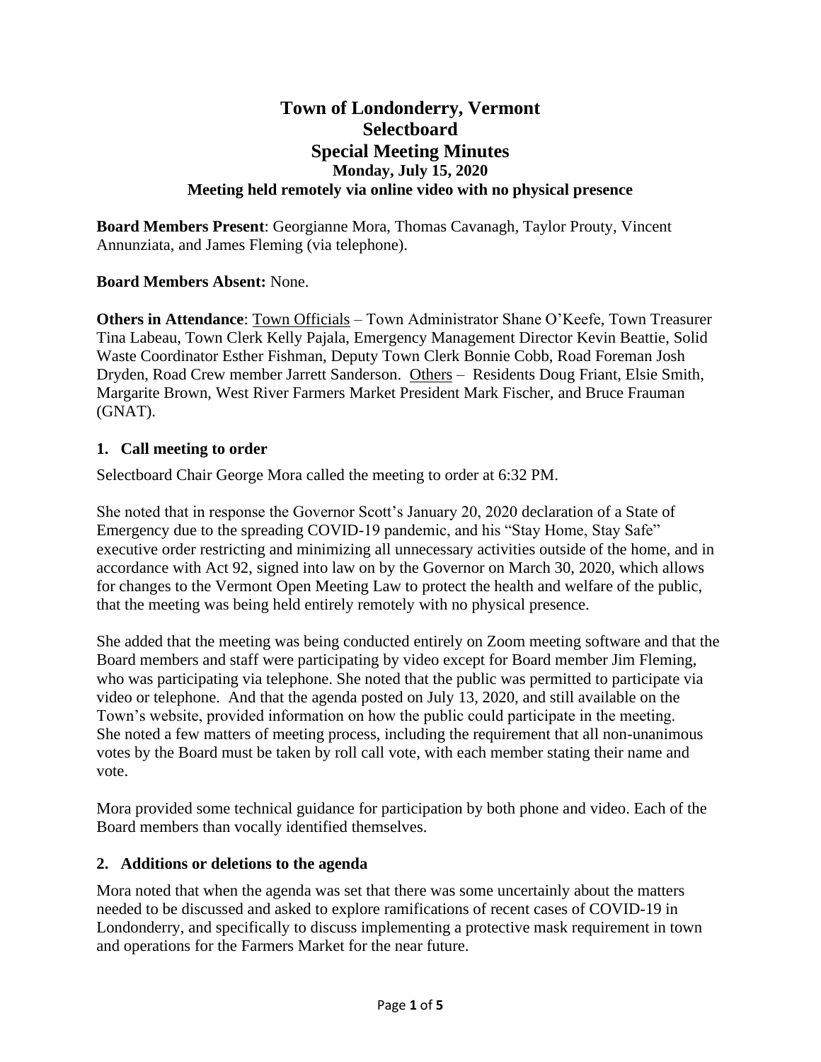# Town of Londonderry, Vermont
# Selectboard
# Special Meeting Minutes
### Monday, July 15, 2020
### Meeting held remotely via online video with no physical presence

**Board Members Present**: Georgianne Mora, Thomas Cavanagh, Taylor Prouty, Vincent Annunziata, and James Fleming (via telephone).

**Board Members Absent:** None.

**Others in Attendance**: Town Officials – Town Administrator Shane O'Keefe, Town Treasurer Tina Labeau, Town Clerk Kelly Pajala, Emergency Management Director Kevin Beattie, Solid Waste Coordinator Esther Fishman, Deputy Town Clerk Bonnie Cobb, Road Foreman Josh Dryden, Road Crew member Jarrett Sanderson. Others – Residents Doug Friant, Elsie Smith, Margarite Brown, West River Farmers Market President Mark Fischer, and Bruce Frauman (GNAT).

## 1. Call meeting to order

Selectboard Chair George Mora called the meeting to order at 6:32 PM.

She noted that in response the Governor Scott's January 20, 2020 declaration of a State of Emergency due to the spreading COVID-19 pandemic, and his "Stay Home, Stay Safe" executive order restricting and minimizing all unnecessary activities outside of the home, and in accordance with Act 92, signed into law on by the Governor on March 30, 2020, which allows for changes to the Vermont Open Meeting Law to protect the health and welfare of the public, that the meeting was being held entirely remotely with no physical presence.

She added that the meeting was being conducted entirely on Zoom meeting software and that the Board members and staff were participating by video except for Board member Jim Fleming, who was participating via telephone. She noted that the public was permitted to participate via video or telephone. And that the agenda posted on July 13, 2020, and still available on the Town's website, provided information on how the public could participate in the meeting. She noted a few matters of meeting process, including the requirement that all non-unanimous votes by the Board must be taken by roll call vote, with each member stating their name and vote.

Mora provided some technical guidance for participation by both phone and video. Each of the Board members than vocally identified themselves.

## 2. Additions or deletions to the agenda

Mora noted that when the agenda was set that there was some uncertainly about the matters needed to be discussed and asked to explore ramifications of recent cases of COVID-19 in Londonderry, and specifically to discuss implementing a protective mask requirement in town and operations for the Farmers Market for the near future.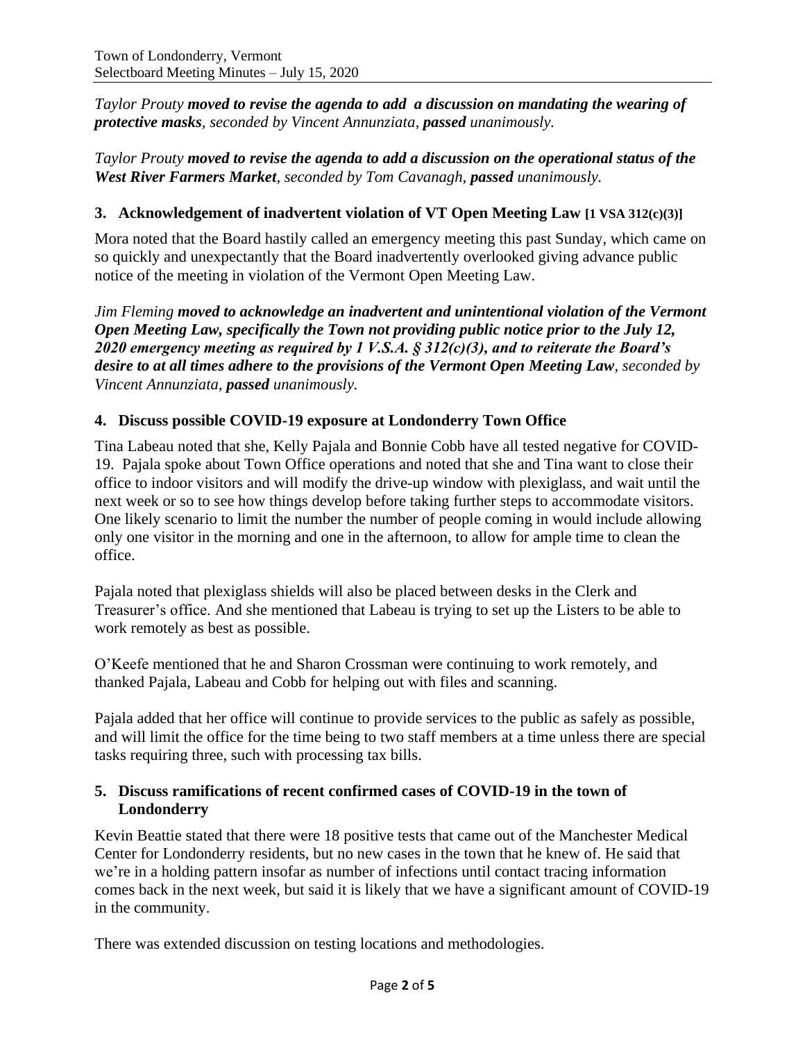*Taylor Prouty* ***moved to revise the agenda to add  a discussion on mandating the wearing of protective masks****, seconded by Vincent Annunziata,* ***passed*** *unanimously.*

*Taylor Prouty* ***moved to revise the agenda to add a discussion on the operational status of the West River Farmers Market****, seconded by Tom Cavanagh,* ***passed*** *unanimously.*

### 3. Acknowledgement of inadvertent violation of VT Open Meeting Law [1 VSA 312(c)(3)]

Mora noted that the Board hastily called an emergency meeting this past Sunday, which came on so quickly and unexpectantly that the Board inadvertently overlooked giving advance public notice of the meeting in violation of the Vermont Open Meeting Law.

*Jim Fleming* ***moved to acknowledge an inadvertent and unintentional violation of the Vermont Open Meeting Law, specifically the Town not providing public notice prior to the July 12, 2020 emergency meeting as required by 1 V.S.A. § 312(c)(3), and to reiterate the Board's desire to at all times adhere to the provisions of the Vermont Open Meeting Law****, seconded by Vincent Annunziata,* ***passed*** *unanimously.*

### 4. Discuss possible COVID-19 exposure at Londonderry Town Office

Tina Labeau noted that she, Kelly Pajala and Bonnie Cobb have all tested negative for COVID-19. Pajala spoke about Town Office operations and noted that she and Tina want to close their office to indoor visitors and will modify the drive-up window with plexiglass, and wait until the next week or so to see how things develop before taking further steps to accommodate visitors. One likely scenario to limit the number the number of people coming in would include allowing only one visitor in the morning and one in the afternoon, to allow for ample time to clean the office.

Pajala noted that plexiglass shields will also be placed between desks in the Clerk and Treasurer's office. And she mentioned that Labeau is trying to set up the Listers to be able to work remotely as best as possible.

O'Keefe mentioned that he and Sharon Crossman were continuing to work remotely, and thanked Pajala, Labeau and Cobb for helping out with files and scanning.

Pajala added that her office will continue to provide services to the public as safely as possible, and will limit the office for the time being to two staff members at a time unless there are special tasks requiring three, such with processing tax bills.

### 5. Discuss ramifications of recent confirmed cases of COVID-19 in the town of Londonderry

Kevin Beattie stated that there were 18 positive tests that came out of the Manchester Medical Center for Londonderry residents, but no new cases in the town that he knew of. He said that we're in a holding pattern insofar as number of infections until contact tracing information comes back in the next week, but said it is likely that we have a significant amount of COVID-19 in the community.

There was extended discussion on testing locations and methodologies.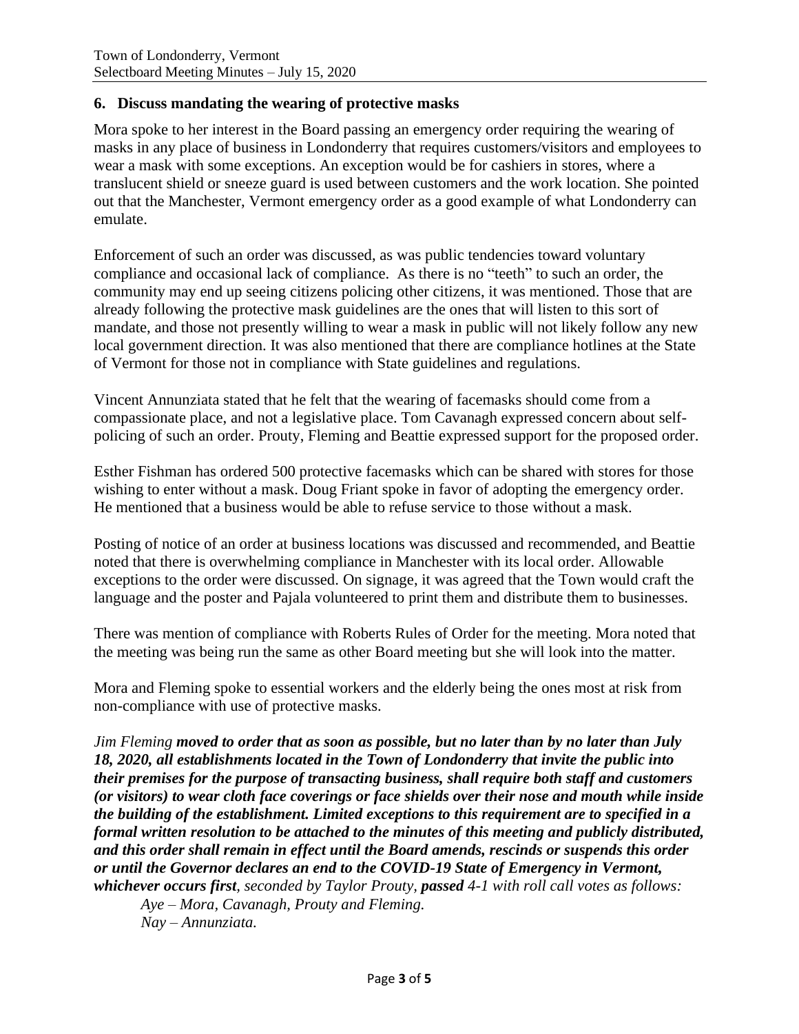### 6. Discuss mandating the wearing of protective masks

Mora spoke to her interest in the Board passing an emergency order requiring the wearing of masks in any place of business in Londonderry that requires customers/visitors and employees to wear a mask with some exceptions. An exception would be for cashiers in stores, where a translucent shield or sneeze guard is used between customers and the work location. She pointed out that the Manchester, Vermont emergency order as a good example of what Londonderry can emulate.

Enforcement of such an order was discussed, as was public tendencies toward voluntary compliance and occasional lack of compliance. As there is no "teeth" to such an order, the community may end up seeing citizens policing other citizens, it was mentioned. Those that are already following the protective mask guidelines are the ones that will listen to this sort of mandate, and those not presently willing to wear a mask in public will not likely follow any new local government direction. It was also mentioned that there are compliance hotlines at the State of Vermont for those not in compliance with State guidelines and regulations.

Vincent Annunziata stated that he felt that the wearing of facemasks should come from a compassionate place, and not a legislative place. Tom Cavanagh expressed concern about self-policing of such an order. Prouty, Fleming and Beattie expressed support for the proposed order.

Esther Fishman has ordered 500 protective facemasks which can be shared with stores for those wishing to enter without a mask. Doug Friant spoke in favor of adopting the emergency order. He mentioned that a business would be able to refuse service to those without a mask.

Posting of notice of an order at business locations was discussed and recommended, and Beattie noted that there is overwhelming compliance in Manchester with its local order. Allowable exceptions to the order were discussed. On signage, it was agreed that the Town would craft the language and the poster and Pajala volunteered to print them and distribute them to businesses.

There was mention of compliance with Roberts Rules of Order for the meeting. Mora noted that the meeting was being run the same as other Board meeting but she will look into the matter.

Mora and Fleming spoke to essential workers and the elderly being the ones most at risk from non-compliance with use of protective masks.

*Jim Fleming* ***moved to order that as soon as possible, but no later than by no later than July 18, 2020, all establishments located in the Town of Londonderry that invite the public into their premises for the purpose of transacting business, shall require both staff and customers (or visitors) to wear cloth face coverings or face shields over their nose and mouth while inside the building of the establishment. Limited exceptions to this requirement are to specified in a formal written resolution to be attached to the minutes of this meeting and publicly distributed, and this order shall remain in effect until the Board amends, rescinds or suspends this order or until the Governor declares an end to the COVID-19 State of Emergency in Vermont, whichever occurs first****, seconded by Taylor Prouty,* ***passed*** *4-1 with roll call votes as follows:*

*Aye – Mora, Cavanagh, Prouty and Fleming.*
*Nay – Annunziata.*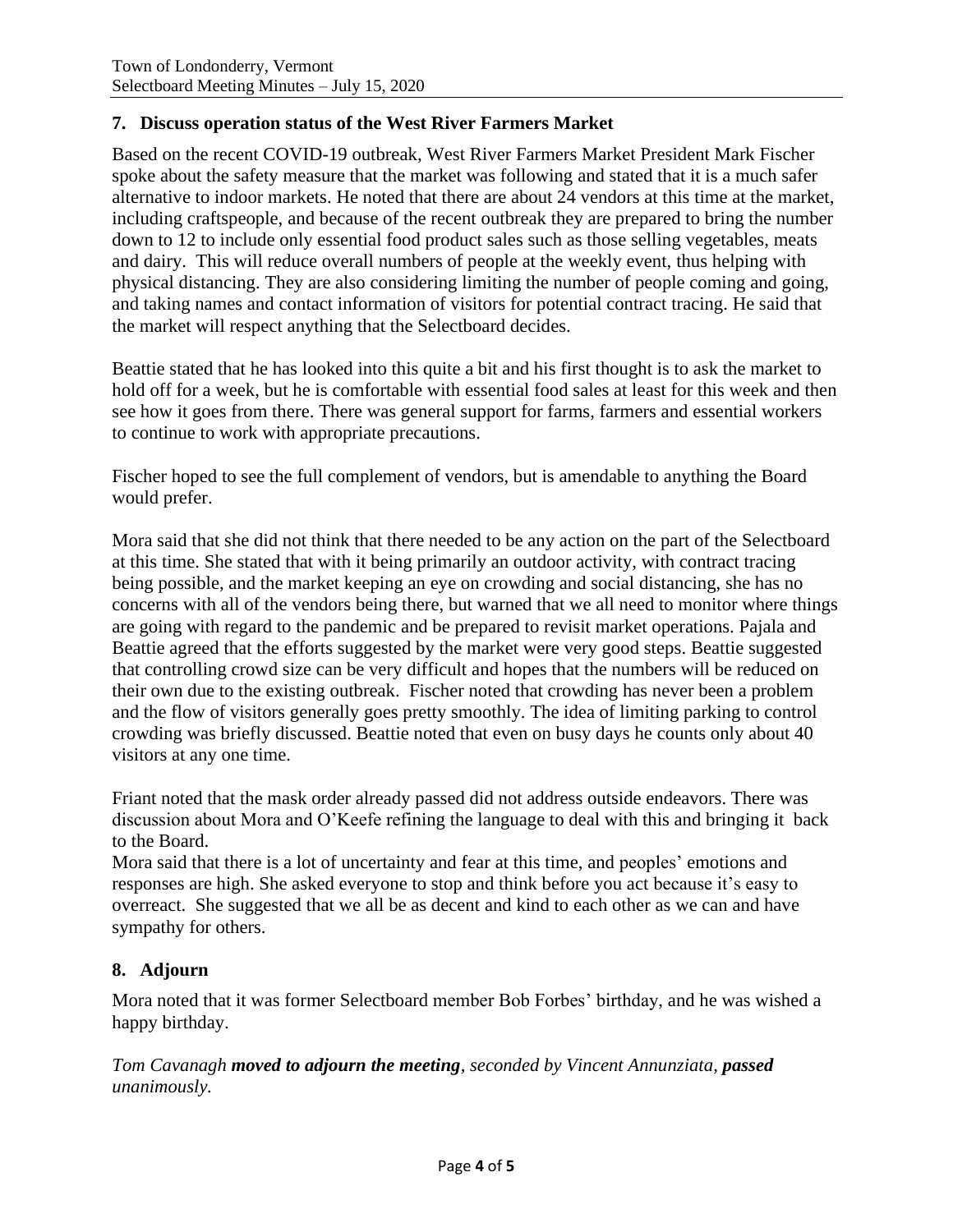## 7. Discuss operation status of the West River Farmers Market

Based on the recent COVID-19 outbreak, West River Farmers Market President Mark Fischer spoke about the safety measure that the market was following and stated that it is a much safer alternative to indoor markets. He noted that there are about 24 vendors at this time at the market, including craftspeople, and because of the recent outbreak they are prepared to bring the number down to 12 to include only essential food product sales such as those selling vegetables, meats and dairy. This will reduce overall numbers of people at the weekly event, thus helping with physical distancing. They are also considering limiting the number of people coming and going, and taking names and contact information of visitors for potential contract tracing. He said that the market will respect anything that the Selectboard decides.

Beattie stated that he has looked into this quite a bit and his first thought is to ask the market to hold off for a week, but he is comfortable with essential food sales at least for this week and then see how it goes from there. There was general support for farms, farmers and essential workers to continue to work with appropriate precautions.

Fischer hoped to see the full complement of vendors, but is amendable to anything the Board would prefer.

Mora said that she did not think that there needed to be any action on the part of the Selectboard at this time. She stated that with it being primarily an outdoor activity, with contract tracing being possible, and the market keeping an eye on crowding and social distancing, she has no concerns with all of the vendors being there, but warned that we all need to monitor where things are going with regard to the pandemic and be prepared to revisit market operations. Pajala and Beattie agreed that the efforts suggested by the market were very good steps. Beattie suggested that controlling crowd size can be very difficult and hopes that the numbers will be reduced on their own due to the existing outbreak. Fischer noted that crowding has never been a problem and the flow of visitors generally goes pretty smoothly. The idea of limiting parking to control crowding was briefly discussed. Beattie noted that even on busy days he counts only about 40 visitors at any one time.

Friant noted that the mask order already passed did not address outside endeavors. There was discussion about Mora and O'Keefe refining the language to deal with this and bringing it back to the Board.

Mora said that there is a lot of uncertainty and fear at this time, and peoples' emotions and responses are high. She asked everyone to stop and think before you act because it's easy to overreact. She suggested that we all be as decent and kind to each other as we can and have sympathy for others.

## 8. Adjourn

Mora noted that it was former Selectboard member Bob Forbes' birthday, and he was wished a happy birthday.

*Tom Cavanagh* ***moved to adjourn the meeting****, seconded by Vincent Annunziata,* ***passed*** *unanimously.*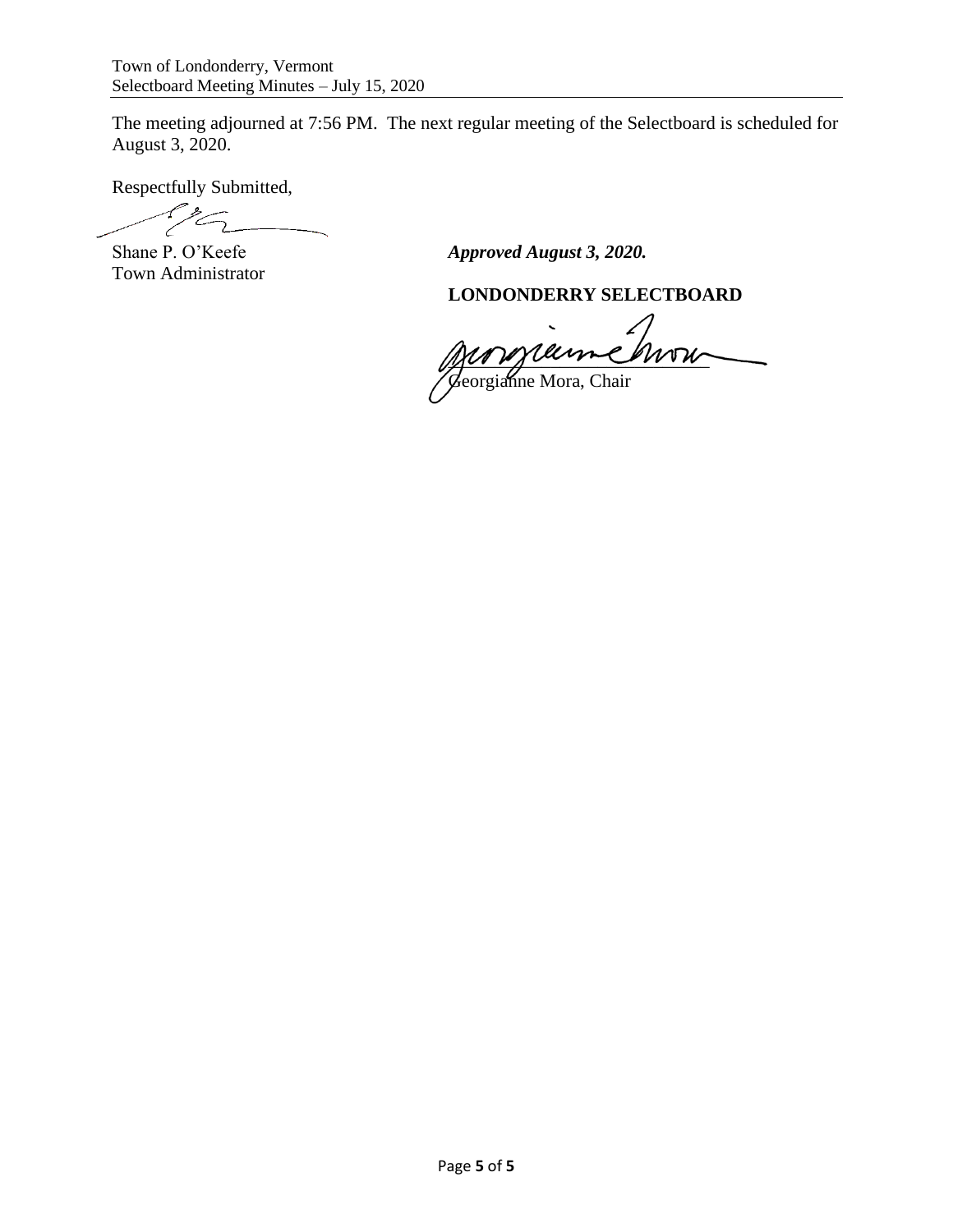The meeting adjourned at 7:56 PM. The next regular meeting of the Selectboard is scheduled for August 3, 2020.

Respectfully Submitted,

Shane P. O'Keefe
Town Administrator

***Approved August 3, 2020.***

**LONDONDERRY SELECTBOARD**

Georgianne Mora, Chair